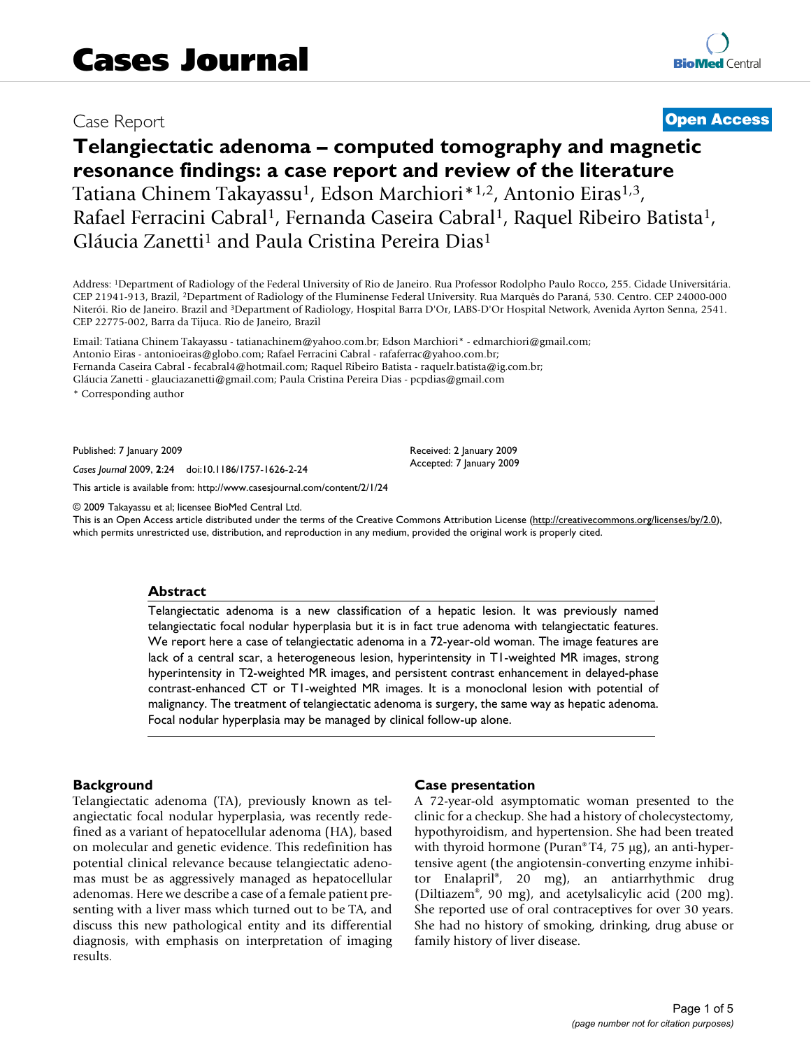Cases Journal

Case Report

**Open Access**

# Telangiectatic adenoma – computed tomography and magnetic resonance findings: a case report and review of the literature

Tatiana Chinem Takayassu[1], Edson Marchiori*[1,2], Antonio Eiras[1,3], Rafael Ferracini Cabral[1], Fernanda Caseira Cabral[1], Raquel Ribeiro Batista[1], Gláucia Zanetti[1] and Paula Cristina Pereira Dias[1]

Address: [1]Department of Radiology of the Federal University of Rio de Janeiro. Rua Professor Rodolpho Paulo Rocco, 255. Cidade Universitária. CEP 21941-913, Brazil, [2]Department of Radiology of the Fluminense Federal University. Rua Marquês do Paraná, 530. Centro. CEP 24000-000 Niterói. Rio de Janeiro. Brazil and [3]Department of Radiology, Hospital Barra D'Or, LABS-D'Or Hospital Network, Avenida Ayrton Senna, 2541. CEP 22775-002, Barra da Tijuca. Rio de Janeiro, Brazil

Email: Tatiana Chinem Takayassu - tatianachinem@yahoo.com.br; Edson Marchiori* - edmarchiori@gmail.com; Antonio Eiras - antonioeiras@globo.com; Rafael Ferracini Cabral - rafaferrac@yahoo.com.br; Fernanda Caseira Cabral - fecabral4@hotmail.com; Raquel Ribeiro Batista - raquelr.batista@ig.com.br; Gláucia Zanetti - glauciazanetti@gmail.com; Paula Cristina Pereira Dias - pcpdias@gmail.com

\* Corresponding author

Published: 7 January 2009

*Cases Journal* 2009, **2**:24 doi:10.1186/1757-1626-2-24

Received: 2 January 2009
Accepted: 7 January 2009

This article is available from: http://www.casesjournal.com/content/2/1/24

© 2009 Takayassu et al; licensee BioMed Central Ltd.
This is an Open Access article distributed under the terms of the Creative Commons Attribution License (http://creativecommons.org/licenses/by/2.0), which permits unrestricted use, distribution, and reproduction in any medium, provided the original work is properly cited.

## Abstract

Telangiectatic adenoma is a new classification of a hepatic lesion. It was previously named telangiectatic focal nodular hyperplasia but it is in fact true adenoma with telangiectatic features. We report here a case of telangiectatic adenoma in a 72-year-old woman. The image features are lack of a central scar, a heterogeneous lesion, hyperintensity in T1-weighted MR images, strong hyperintensity in T2-weighted MR images, and persistent contrast enhancement in delayed-phase contrast-enhanced CT or T1-weighted MR images. It is a monoclonal lesion with potential of malignancy. The treatment of telangiectatic adenoma is surgery, the same way as hepatic adenoma. Focal nodular hyperplasia may be managed by clinical follow-up alone.

## Background

Telangiectatic adenoma (TA), previously known as telangiectatic focal nodular hyperplasia, was recently redefined as a variant of hepatocellular adenoma (HA), based on molecular and genetic evidence. This redefinition has potential clinical relevance because telangiectatic adenomas must be as aggressively managed as hepatocellular adenomas. Here we describe a case of a female patient presenting with a liver mass which turned out to be TA, and discuss this new pathological entity and its differential diagnosis, with emphasis on interpretation of imaging results.

## Case presentation

A 72-year-old asymptomatic woman presented to the clinic for a checkup. She had a history of cholecystectomy, hypothyroidism, and hypertension. She had been treated with thyroid hormone (Puran® T4, 75 μg), an anti-hypertensive agent (the angiotensin-converting enzyme inhibitor Enalapril®, 20 mg), an antiarrhythmic drug (Diltiazem®, 90 mg), and acetylsalicylic acid (200 mg). She reported use of oral contraceptives for over 30 years. She had no history of smoking, drinking, drug abuse or family history of liver disease.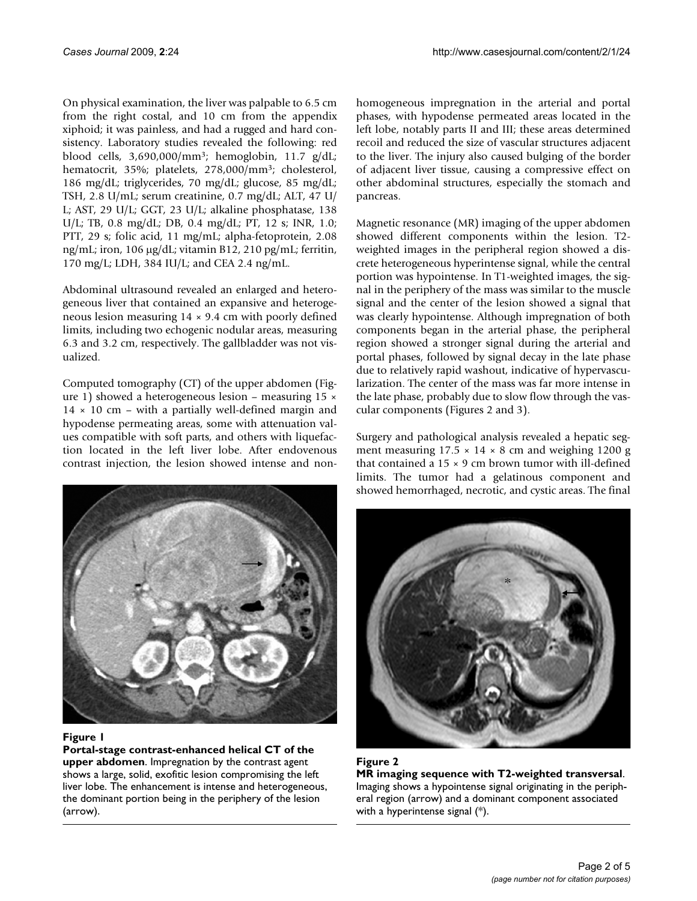On physical examination, the liver was palpable to 6.5 cm from the right costal, and 10 cm from the appendix xiphoid; it was painless, and had a rugged and hard consistency. Laboratory studies revealed the following: red blood cells, 3,690,000/mm³; hemoglobin, 11.7 g/dL; hematocrit, 35%; platelets, 278,000/mm³; cholesterol, 186 mg/dL; triglycerides, 70 mg/dL; glucose, 85 mg/dL; TSH, 2.8 U/mL; serum creatinine, 0.7 mg/dL; ALT, 47 U/L; AST, 29 U/L; GGT, 23 U/L; alkaline phosphatase, 138 U/L; TB, 0.8 mg/dL; DB, 0.4 mg/dL; PT, 12 s; INR, 1.0; PTT, 29 s; folic acid, 11 mg/mL; alpha-fetoprotein, 2.08 ng/mL; iron, 106 μg/dL; vitamin B12, 210 pg/mL; ferritin, 170 mg/L; LDH, 384 IU/L; and CEA 2.4 ng/mL.

Abdominal ultrasound revealed an enlarged and heterogeneous liver that contained an expansive and heterogeneous lesion measuring 14 × 9.4 cm with poorly defined limits, including two echogenic nodular areas, measuring 6.3 and 3.2 cm, respectively. The gallbladder was not visualized.

Computed tomography (CT) of the upper abdomen (Figure 1) showed a heterogeneous lesion – measuring 15 × 14 × 10 cm – with a partially well-defined margin and hypodense permeating areas, some with attenuation values compatible with soft parts, and others with liquefaction located in the left liver lobe. After endovenous contrast injection, the lesion showed intense and non-homogeneous impregnation in the arterial and portal phases, with hypodense permeated areas located in the left lobe, notably parts II and III; these areas determined recoil and reduced the size of vascular structures adjacent to the liver. The injury also caused bulging of the border of adjacent liver tissue, causing a compressive effect on other abdominal structures, especially the stomach and pancreas.

**Figure 1**
**Portal-stage contrast-enhanced helical CT of the upper abdomen**. Impregnation by the contrast agent shows a large, solid, exofitic lesion compromising the left liver lobe. The enhancement is intense and heterogeneous, the dominant portion being in the periphery of the lesion (arrow).

Magnetic resonance (MR) imaging of the upper abdomen showed different components within the lesion. T2-weighted images in the peripheral region showed a discrete heterogeneous hyperintense signal, while the central portion was hypointense. In T1-weighted images, the signal in the periphery of the mass was similar to the muscle signal and the center of the lesion showed a signal that was clearly hypointense. Although impregnation of both components began in the arterial phase, the peripheral region showed a stronger signal during the arterial and portal phases, followed by signal decay in the late phase due to relatively rapid washout, indicative of hypervascularization. The center of the mass was far more intense in the late phase, probably due to slow flow through the vascular components (Figures 2 and 3).

Surgery and pathological analysis revealed a hepatic segment measuring 17.5 × 14 × 8 cm and weighing 1200 g that contained a 15 × 9 cm brown tumor with ill-defined limits. The tumor had a gelatinous component and showed hemorrhaged, necrotic, and cystic areas. The final

**Figure 2**
**MR imaging sequence with T2-weighted transversal**. Imaging shows a hypointense signal originating in the peripheral region (arrow) and a dominant component associated with a hyperintense signal (*).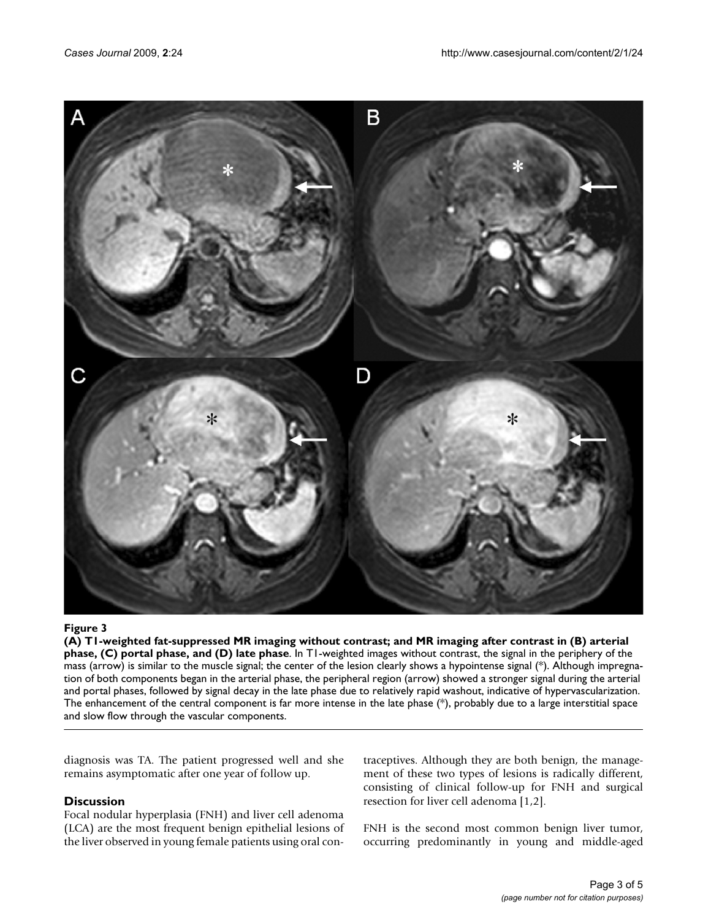**Figure 3**

**(A) T1-weighted fat-suppressed MR imaging without contrast; and MR imaging after contrast in (B) arterial phase, (C) portal phase, and (D) late phase**. In T1-weighted images without contrast, the signal in the periphery of the mass (arrow) is similar to the muscle signal; the center of the lesion clearly shows a hypointense signal (*). Although impregnation of both components began in the arterial phase, the peripheral region (arrow) showed a stronger signal during the arterial and portal phases, followed by signal decay in the late phase due to relatively rapid washout, indicative of hypervascularization. The enhancement of the central component is far more intense in the late phase (*), probably due to a large interstitial space and slow flow through the vascular components.

diagnosis was TA. The patient progressed well and she remains asymptomatic after one year of follow up.

## Discussion

Focal nodular hyperplasia (FNH) and liver cell adenoma (LCA) are the most frequent benign epithelial lesions of the liver observed in young female patients using oral contraceptives. Although they are both benign, the management of these two types of lesions is radically different, consisting of clinical follow-up for FNH and surgical resection for liver cell adenoma [1,2].

FNH is the second most common benign liver tumor, occurring predominantly in young and middle-aged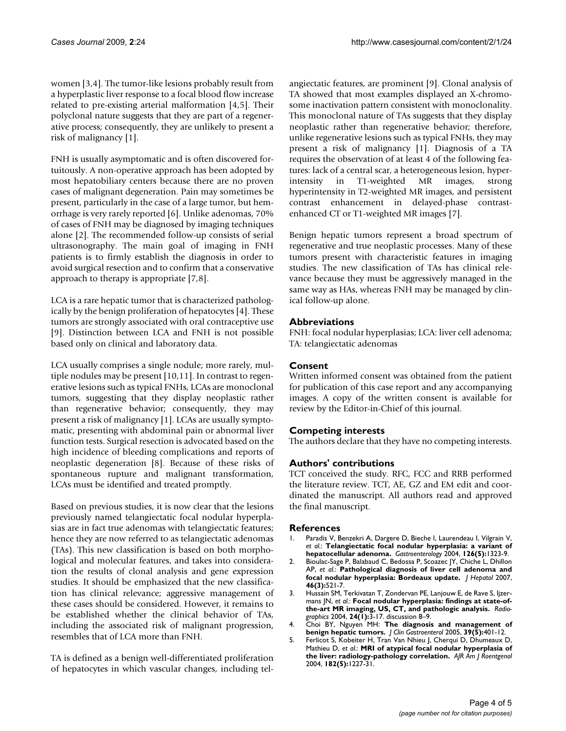women [3,4]. The tumor-like lesions probably result from a hyperplastic liver response to a focal blood flow increase related to pre-existing arterial malformation [4,5]. Their polyclonal nature suggests that they are part of a regenerative process; consequently, they are unlikely to present a risk of malignancy [1].

FNH is usually asymptomatic and is often discovered fortuitously. A non-operative approach has been adopted by most hepatobiliary centers because there are no proven cases of malignant degeneration. Pain may sometimes be present, particularly in the case of a large tumor, but hemorrhage is very rarely reported [6]. Unlike adenomas, 70% of cases of FNH may be diagnosed by imaging techniques alone [2]. The recommended follow-up consists of serial ultrasonography. The main goal of imaging in FNH patients is to firmly establish the diagnosis in order to avoid surgical resection and to confirm that a conservative approach to therapy is appropriate [7,8].

LCA is a rare hepatic tumor that is characterized pathologically by the benign proliferation of hepatocytes [4]. These tumors are strongly associated with oral contraceptive use [9]. Distinction between LCA and FNH is not possible based only on clinical and laboratory data.

LCA usually comprises a single nodule; more rarely, multiple nodules may be present [10,11]. In contrast to regenerative lesions such as typical FNHs, LCAs are monoclonal tumors, suggesting that they display neoplastic rather than regenerative behavior; consequently, they may present a risk of malignancy [1]. LCAs are usually symptomatic, presenting with abdominal pain or abnormal liver function tests. Surgical resection is advocated based on the high incidence of bleeding complications and reports of neoplastic degeneration [8]. Because of these risks of spontaneous rupture and malignant transformation, LCAs must be identified and treated promptly.

Based on previous studies, it is now clear that the lesions previously named telangiectatic focal nodular hyperplasias are in fact true adenomas with telangiectatic features; hence they are now referred to as telangiectatic adenomas (TAs). This new classification is based on both morphological and molecular features, and takes into consideration the results of clonal analysis and gene expression studies. It should be emphasized that the new classification has clinical relevance; aggressive management of these cases should be considered. However, it remains to be established whether the clinical behavior of TAs, including the associated risk of malignant progression, resembles that of LCA more than FNH.

TA is defined as a benign well-differentiated proliferation of hepatocytes in which vascular changes, including telangiectatic features, are prominent [9]. Clonal analysis of TA showed that most examples displayed an X-chromosome inactivation pattern consistent with monoclonality. This monoclonal nature of TAs suggests that they display neoplastic rather than regenerative behavior; therefore, unlike regenerative lesions such as typical FNHs, they may present a risk of malignancy [1]. Diagnosis of a TA requires the observation of at least 4 of the following features: lack of a central scar, a heterogeneous lesion, hyperintensity in T1-weighted MR images, strong hyperintensity in T2-weighted MR images, and persistent contrast enhancement in delayed-phase contrast-enhanced CT or T1-weighted MR images [7].

Benign hepatic tumors represent a broad spectrum of regenerative and true neoplastic processes. Many of these tumors present with characteristic features in imaging studies. The new classification of TAs has clinical relevance because they must be aggressively managed in the same way as HAs, whereas FNH may be managed by clinical follow-up alone.

## Abbreviations

FNH: focal nodular hyperplasias; LCA: liver cell adenoma; TA: telangiectatic adenomas

## Consent

Written informed consent was obtained from the patient for publication of this case report and any accompanying images. A copy of the written consent is available for review by the Editor-in-Chief of this journal.

## Competing interests

The authors declare that they have no competing interests.

## Authors' contributions

TCT conceived the study. RFC, FCC and RRB performed the literature review. TCT, AE, GZ and EM edit and coordinated the manuscript. All authors read and approved the final manuscript.

## References

1. Paradis V, Benzekri A, Dargere D, Bieche I, Laurendeau I, Vilgrain V, *et al.*: **Telangiectatic focal nodular hyperplasia: a variant of hepatocellular adenoma.** *Gastroenterology* 2004, **126(5):**1323-9.
2. Bioulac-Sage P, Balabaud C, Bedossa P, Scoazec JY, Chiche L, Dhillon AP, *et al.*: **Pathological diagnosis of liver cell adenoma and focal nodular hyperplasia: Bordeaux update.** *J Hepatol* 2007, **46(3):**521-7.
3. Hussain SM, Terkivatan T, Zondervan PE, Lanjouw E, de Rave S, Ijzermans JN, *et al.*: **Focal nodular hyperplasia: findings at state-of-the-art MR imaging, US, CT, and pathologic analysis.** *Radiographics* 2004, **24(1):**3-17. discussion 8–9.
4. Choi BY, Nguyen MH: **The diagnosis and management of benign hepatic tumors.** *J Clin Gastroenterol* 2005, **39(5):**401-12.
5. Ferlicot S, Kobeiter H, Tran Van Nhieu J, Cherqui D, Dhumeaux D, Mathieu D, *et al.*: **MRI of atypical focal nodular hyperplasia of the liver: radiology-pathology correlation.** *AJR Am J Roentgenol* 2004, **182(5):**1227-31.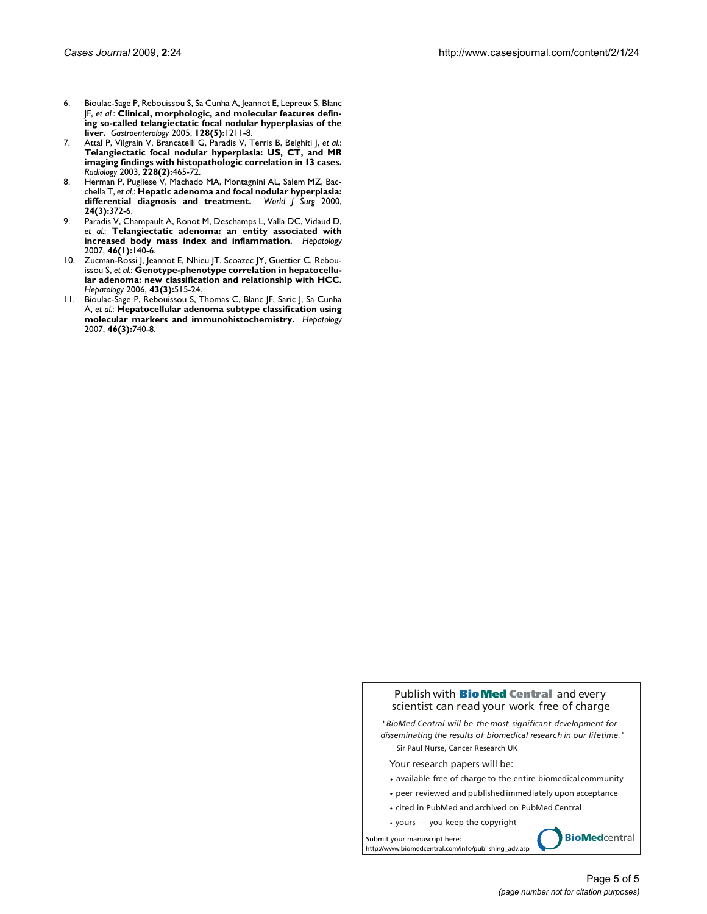6. Bioulac-Sage P, Rebouissou S, Sa Cunha A, Jeannot E, Lepreux S, Blanc JF, *et al.*: **Clinical, morphologic, and molecular features defining so-called telangiectatic focal nodular hyperplasias of the liver.** *Gastroenterology* 2005, **128(5):**1211-8.
7. Attal P, Vilgrain V, Brancatelli G, Paradis V, Terris B, Belghiti J, *et al.*: **Telangiectatic focal nodular hyperplasia: US, CT, and MR imaging findings with histopathologic correlation in 13 cases.** *Radiology* 2003, **228(2):**465-72.
8. Herman P, Pugliese V, Machado MA, Montagnini AL, Salem MZ, Bacchella T, *et al.*: **Hepatic adenoma and focal nodular hyperplasia: differential diagnosis and treatment.** *World J Surg* 2000, **24(3):**372-6.
9. Paradis V, Champault A, Ronot M, Deschamps L, Valla DC, Vidaud D, *et al.*: **Telangiectatic adenoma: an entity associated with increased body mass index and inflammation.** *Hepatology* 2007, **46(1):**140-6.
10. Zucman-Rossi J, Jeannot E, Nhieu JT, Scoazec JY, Guettier C, Rebouissou S, *et al.*: **Genotype-phenotype correlation in hepatocellular adenoma: new classification and relationship with HCC.** *Hepatology* 2006, **43(3):**515-24.
11. Bioulac-Sage P, Rebouissou S, Thomas C, Blanc JF, Saric J, Sa Cunha A, *et al.*: **Hepatocellular adenoma subtype classification using molecular markers and immunohistochemistry.** *Hepatology* 2007, **46(3):**740-8.

Publish with **BioMed Central** and every scientist can read your work free of charge

*"BioMed Central will be the most significant development for disseminating the results of biomedical research in our lifetime."*

Sir Paul Nurse, Cancer Research UK

Your research papers will be:

- available free of charge to the entire biomedical community
- peer reviewed and published immediately upon acceptance
- cited in PubMed and archived on PubMed Central
- yours — you keep the copyright

Submit your manuscript here:
http://www.biomedcentral.com/info/publishing_adv.asp

BioMedcentral